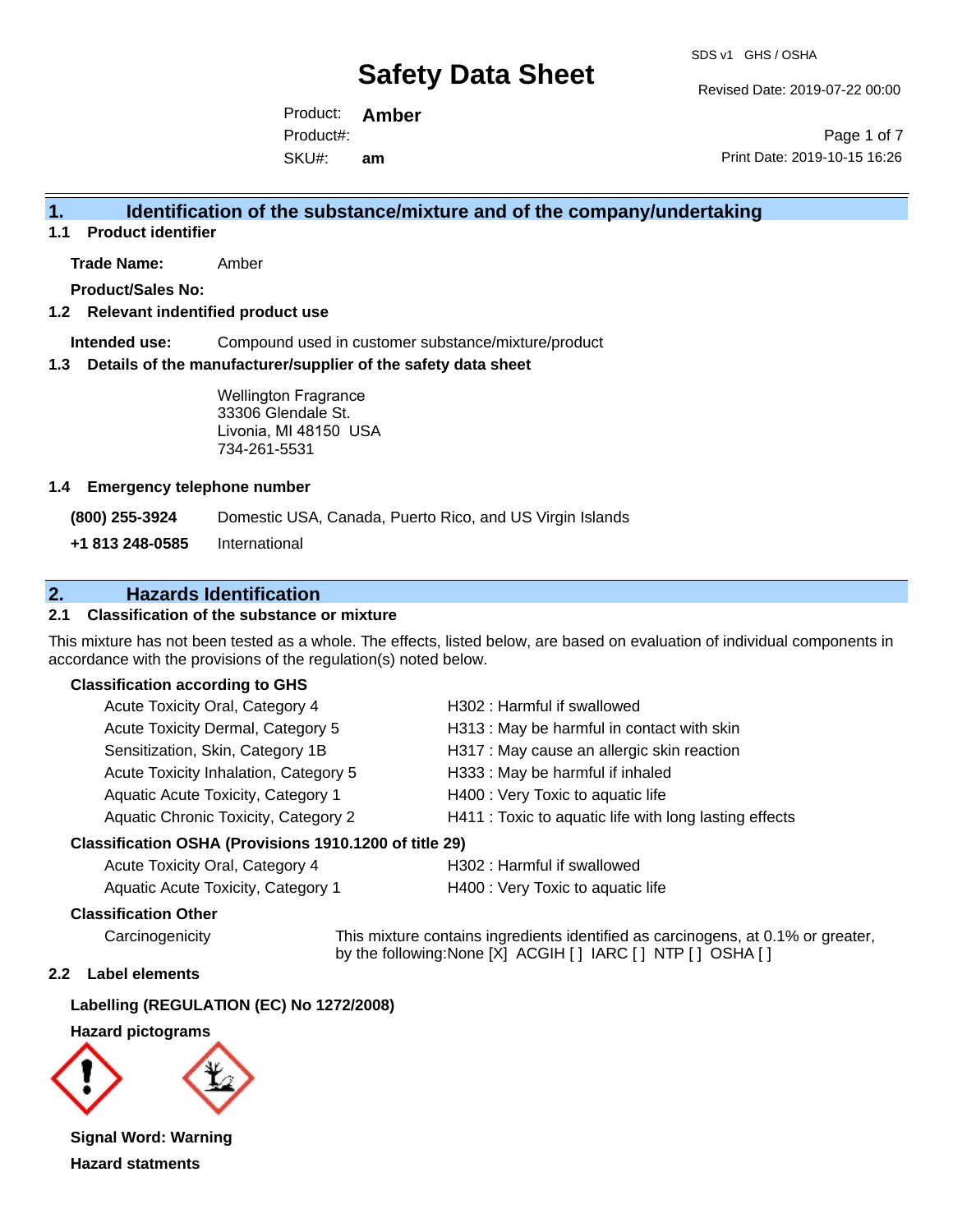# Safety Data Sheet

SDS v1 GHS / OSHA

Revised Date: 2019-07-22 00:00

Product: **Amber**

Product#:

SKU#: **am**

Print Date: 2019-10-15 16:26

## 1. Identification of the substance/mixture and of the company/undertaking

### 1.1 Product identifier

**Trade Name:** Amber

**Product/Sales No:**

### 1.2 Relevant indentified product use

**Intended use:** Compound used in customer substance/mixture/product

### 1.3 Details of the manufacturer/supplier of the safety data sheet

Wellington Fragrance
33306 Glendale St.
Livonia, MI 48150 USA
734-261-5531

### 1.4 Emergency telephone number

**(800) 255-3924** Domestic USA, Canada, Puerto Rico, and US Virgin Islands

**+1 813 248-0585** International

## 2. Hazards Identification

### 2.1 Classification of the substance or mixture

This mixture has not been tested as a whole. The effects, listed below, are based on evaluation of individual components in accordance with the provisions of the regulation(s) noted below.

**Classification according to GHS**

| | |
|---|---|
| Acute Toxicity Oral, Category 4 | H302 : Harmful if swallowed |
| Acute Toxicity Dermal, Category 5 | H313 : May be harmful in contact with skin |
| Sensitization, Skin, Category 1B | H317 : May cause an allergic skin reaction |
| Acute Toxicity Inhalation, Category 5 | H333 : May be harmful if inhaled |
| Aquatic Acute Toxicity, Category 1 | H400 : Very Toxic to aquatic life |
| Aquatic Chronic Toxicity, Category 2 | H411 : Toxic to aquatic life with long lasting effects |

**Classification OSHA (Provisions 1910.1200 of title 29)**

| | |
|---|---|
| Acute Toxicity Oral, Category 4 | H302 : Harmful if swallowed |
| Aquatic Acute Toxicity, Category 1 | H400 : Very Toxic to aquatic life |

**Classification Other**

Carcinogenicity: This mixture contains ingredients identified as carcinogens, at 0.1% or greater, by the following:None [X] ACGIH [ ] IARC [ ] NTP [ ] OSHA [ ]

### 2.2 Label elements

**Labelling (REGULATION (EC) No 1272/2008)**

**Hazard pictograms**

**Signal Word: Warning**

**Hazard statments**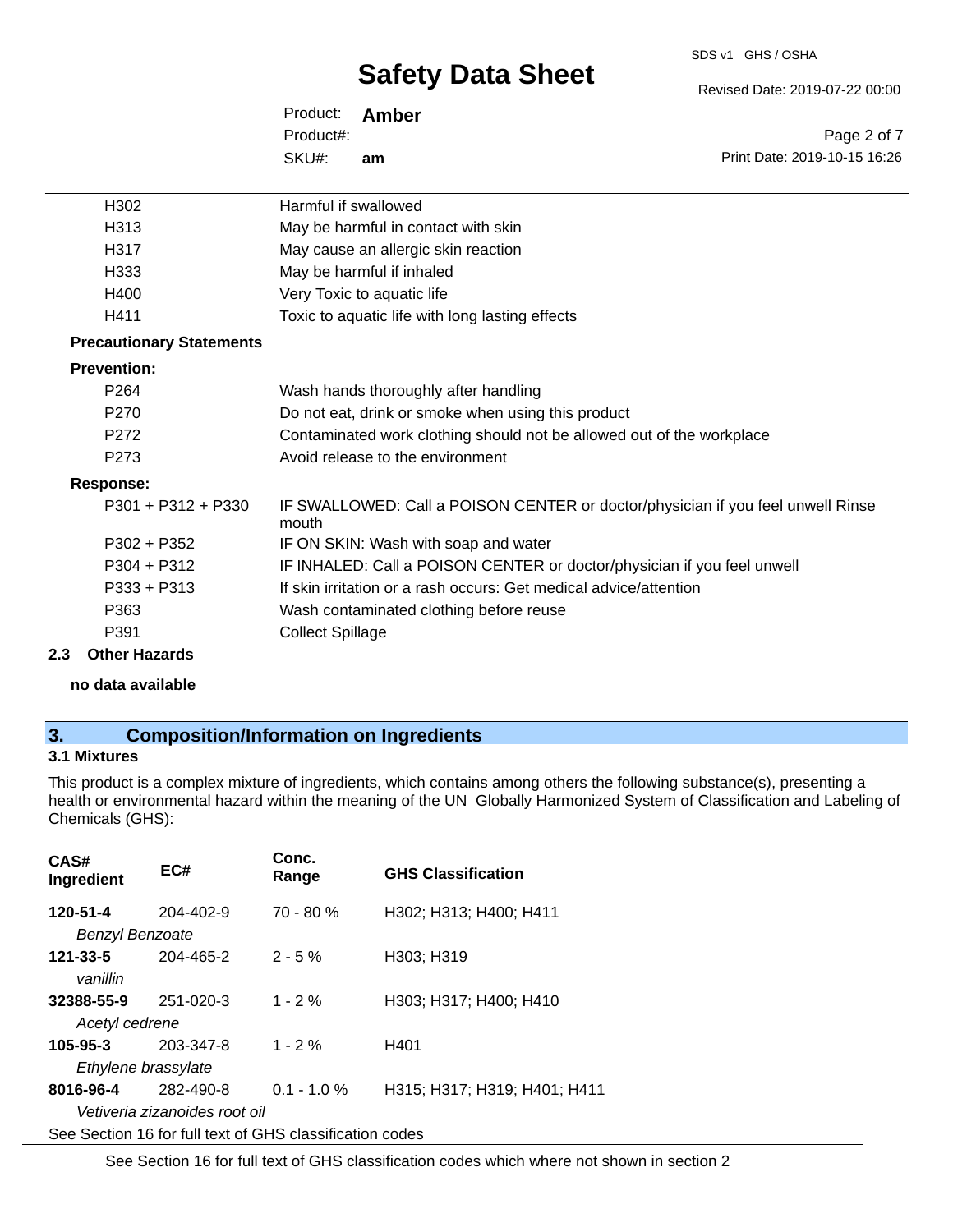| | |
|---|---|
| H302 | Harmful if swallowed |
| H313 | May be harmful in contact with skin |
| H317 | May cause an allergic skin reaction |
| H333 | May be harmful if inhaled |
| H400 | Very Toxic to aquatic life |
| H411 | Toxic to aquatic life with long lasting effects |

**Precautionary Statements**

**Prevention:**

| | |
|---|---|
| P264 | Wash hands thoroughly after handling |
| P270 | Do not eat, drink or smoke when using this product |
| P272 | Contaminated work clothing should not be allowed out of the workplace |
| P273 | Avoid release to the environment |

**Response:**

| | |
|---|---|
| P301 + P312 + P330 | IF SWALLOWED: Call a POISON CENTER or doctor/physician if you feel unwell Rinse mouth |
| P302 + P352 | IF ON SKIN: Wash with soap and water |
| P304 + P312 | IF INHALED: Call a POISON CENTER or doctor/physician if you feel unwell |
| P333 + P313 | If skin irritation or a rash occurs: Get medical advice/attention |
| P363 | Wash contaminated clothing before reuse |
| P391 | Collect Spillage |

**2.3 Other Hazards**

**no data available**

## 3. Composition/Information on Ingredients

### 3.1 Mixtures

This product is a complex mixture of ingredients, which contains among others the following substance(s), presenting a health or environmental hazard within the meaning of the UN Globally Harmonized System of Classification and Labeling of Chemicals (GHS):

| CAS# Ingredient | EC# | Conc. Range | GHS Classification |
|---|---|---|---|
| **120-51-4** *Benzyl Benzoate* | 204-402-9 | 70 - 80 % | H302; H313; H400; H411 |
| **121-33-5** *vanillin* | 204-465-2 | 2 - 5 % | H303; H319 |
| **32388-55-9** *Acetyl cedrene* | 251-020-3 | 1 - 2 % | H303; H317; H400; H410 |
| **105-95-3** *Ethylene brassylate* | 203-347-8 | 1 - 2 % | H401 |
| **8016-96-4** *Vetiveria zizanoides root oil* | 282-490-8 | 0.1 - 1.0 % | H315; H317; H319; H401; H411 |

See Section 16 for full text of GHS classification codes

See Section 16 for full text of GHS classification codes which where not shown in section 2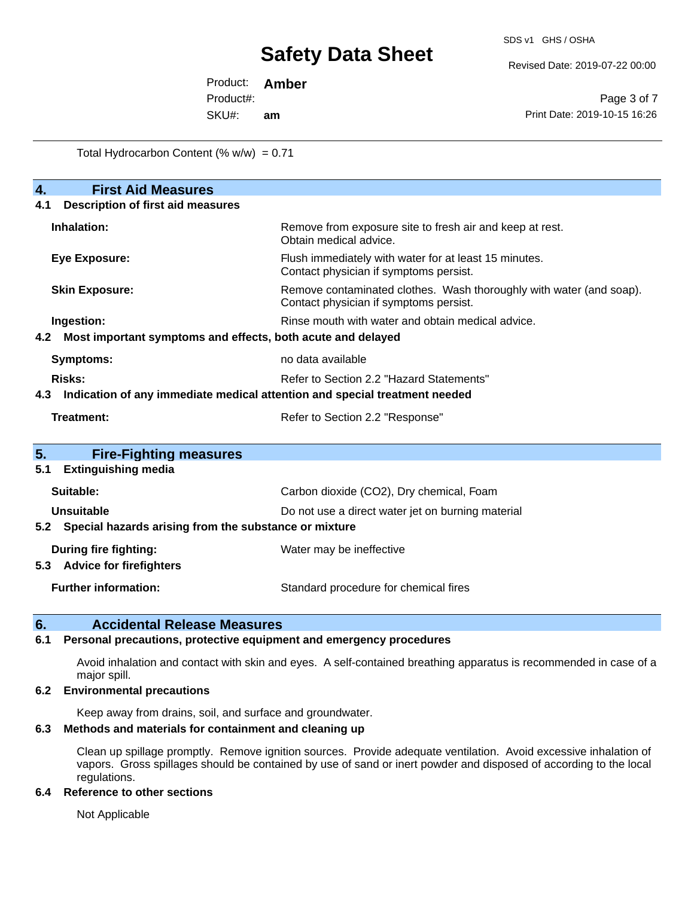Total Hydrocarbon Content (% w/w) = 0.71

## 4. First Aid Measures

### 4.1 Description of first aid measures

| | |
|---|---|
| **Inhalation:** | Remove from exposure site to fresh air and keep at rest. Obtain medical advice. |
| **Eye Exposure:** | Flush immediately with water for at least 15 minutes. Contact physician if symptoms persist. |
| **Skin Exposure:** | Remove contaminated clothes. Wash thoroughly with water (and soap). Contact physician if symptoms persist. |
| **Ingestion:** | Rinse mouth with water and obtain medical advice. |

### 4.2 Most important symptoms and effects, both acute and delayed

| | |
|---|---|
| **Symptoms:** | no data available |
| **Risks:** | Refer to Section 2.2 "Hazard Statements" |

### 4.3 Indication of any immediate medical attention and special treatment needed

| | |
|---|---|
| **Treatment:** | Refer to Section 2.2 "Response" |

## 5. Fire-Fighting measures

### 5.1 Extinguishing media

| | |
|---|---|
| **Suitable:** | Carbon dioxide ($CO_2$), Dry chemical, Foam |
| **Unsuitable** | Do not use a direct water jet on burning material |

### 5.2 Special hazards arising from the substance or mixture

| | |
|---|---|
| **During fire fighting:** | Water may be ineffective |

### 5.3 Advice for firefighters

| | |
|---|---|
| **Further information:** | Standard procedure for chemical fires |

## 6. Accidental Release Measures

### 6.1 Personal precautions, protective equipment and emergency procedures

Avoid inhalation and contact with skin and eyes. A self-contained breathing apparatus is recommended in case of a major spill.

### 6.2 Environmental precautions

Keep away from drains, soil, and surface and groundwater.

### 6.3 Methods and materials for containment and cleaning up

Clean up spillage promptly. Remove ignition sources. Provide adequate ventilation. Avoid excessive inhalation of vapors. Gross spillages should be contained by use of sand or inert powder and disposed of according to the local regulations.

### 6.4 Reference to other sections

Not Applicable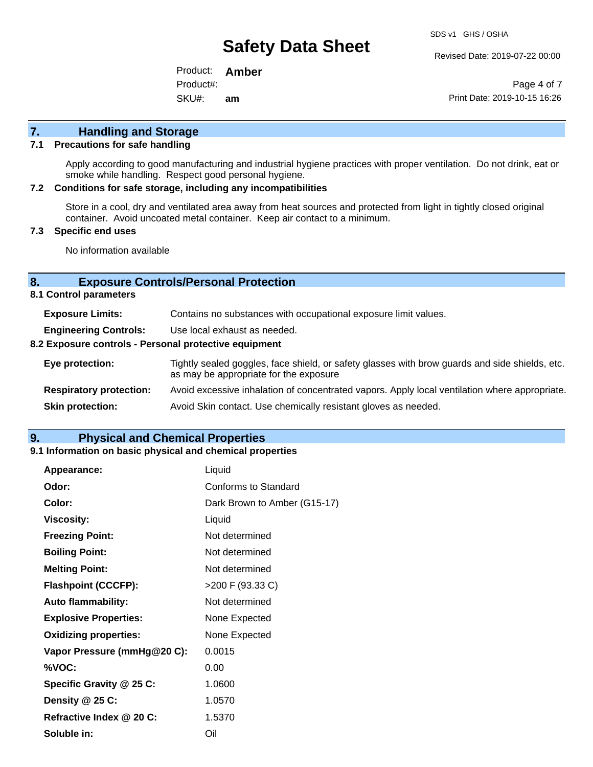## 7. Handling and Storage

### 7.1 Precautions for safe handling

Apply according to good manufacturing and industrial hygiene practices with proper ventilation. Do not drink, eat or smoke while handling. Respect good personal hygiene.

### 7.2 Conditions for safe storage, including any incompatibilities

Store in a cool, dry and ventilated area away from heat sources and protected from light in tightly closed original container. Avoid uncoated metal container. Keep air contact to a minimum.

### 7.3 Specific end uses

No information available

## 8. Exposure Controls/Personal Protection

### 8.1 Control parameters

| | |
|---|---|
| **Exposure Limits:** | Contains no substances with occupational exposure limit values. |
| **Engineering Controls:** | Use local exhaust as needed. |

### 8.2 Exposure controls - Personal protective equipment

| | |
|---|---|
| **Eye protection:** | Tightly sealed goggles, face shield, or safety glasses with brow guards and side shields, etc. as may be appropriate for the exposure |
| **Respiratory protection:** | Avoid excessive inhalation of concentrated vapors. Apply local ventilation where appropriate. |
| **Skin protection:** | Avoid Skin contact. Use chemically resistant gloves as needed. |

## 9. Physical and Chemical Properties

### 9.1 Information on basic physical and chemical properties

| | |
|---|---|
| **Appearance:** | Liquid |
| **Odor:** | Conforms to Standard |
| **Color:** | Dark Brown to Amber (G15-17) |
| **Viscosity:** | Liquid |
| **Freezing Point:** | Not determined |
| **Boiling Point:** | Not determined |
| **Melting Point:** | Not determined |
| **Flashpoint (CCCFP):** | >200 F (93.33 C) |
| **Auto flammability:** | Not determined |
| **Explosive Properties:** | None Expected |
| **Oxidizing properties:** | None Expected |
| **Vapor Pressure (mmHg@20 C):** | 0.0015 |
| **%VOC:** | 0.00 |
| **Specific Gravity @ 25 C:** | 1.0600 |
| **Density @ 25 C:** | 1.0570 |
| **Refractive Index @ 20 C:** | 1.5370 |
| **Soluble in:** | Oil |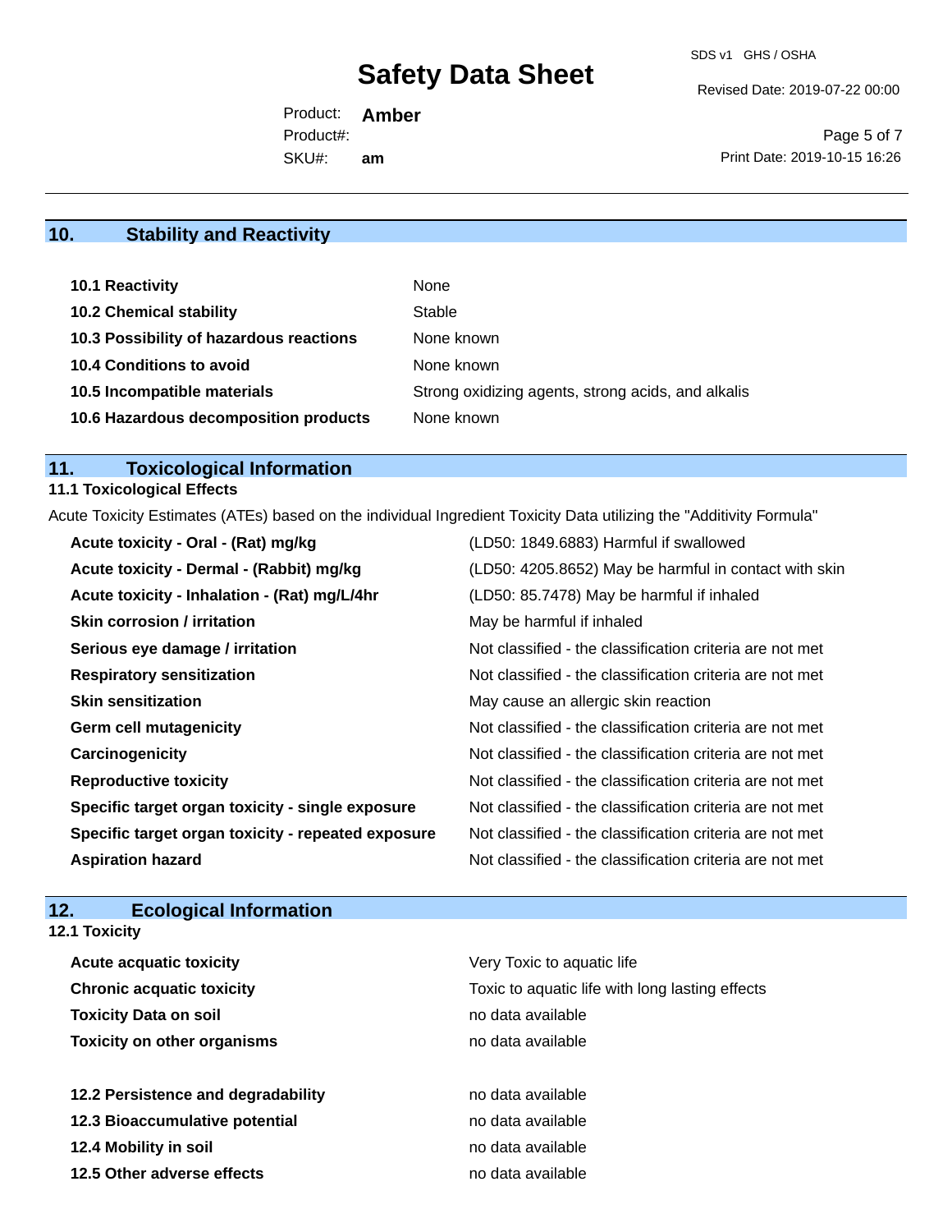## 10. Stability and Reactivity

| | |
|---|---|
| **10.1 Reactivity** | None |
| **10.2 Chemical stability** | Stable |
| **10.3 Possibility of hazardous reactions** | None known |
| **10.4 Conditions to avoid** | None known |
| **10.5 Incompatible materials** | Strong oxidizing agents, strong acids, and alkalis |
| **10.6 Hazardous decomposition products** | None known |

## 11. Toxicological Information

### 11.1 Toxicological Effects

Acute Toxicity Estimates (ATEs) based on the individual Ingredient Toxicity Data utilizing the "Additivity Formula"

| | |
|---|---|
| **Acute toxicity - Oral - (Rat) mg/kg** | (LD50: 1849.6883) Harmful if swallowed |
| **Acute toxicity - Dermal - (Rabbit) mg/kg** | (LD50: 4205.8652) May be harmful in contact with skin |
| **Acute toxicity - Inhalation - (Rat) mg/L/4hr** | (LD50: 85.7478) May be harmful if inhaled |
| **Skin corrosion / irritation** | May be harmful if inhaled |
| **Serious eye damage / irritation** | Not classified - the classification criteria are not met |
| **Respiratory sensitization** | Not classified - the classification criteria are not met |
| **Skin sensitization** | May cause an allergic skin reaction |
| **Germ cell mutagenicity** | Not classified - the classification criteria are not met |
| **Carcinogenicity** | Not classified - the classification criteria are not met |
| **Reproductive toxicity** | Not classified - the classification criteria are not met |
| **Specific target organ toxicity - single exposure** | Not classified - the classification criteria are not met |
| **Specific target organ toxicity - repeated exposure** | Not classified - the classification criteria are not met |
| **Aspiration hazard** | Not classified - the classification criteria are not met |

## 12. Ecological Information

### 12.1 Toxicity

| | |
|---|---|
| **Acute acquatic toxicity** | Very Toxic to aquatic life |
| **Chronic acquatic toxicity** | Toxic to aquatic life with long lasting effects |
| **Toxicity Data on soil** | no data available |
| **Toxicity on other organisms** | no data available |

| | |
|---|---|
| **12.2 Persistence and degradability** | no data available |
| **12.3 Bioaccumulative potential** | no data available |
| **12.4 Mobility in soil** | no data available |
| **12.5 Other adverse effects** | no data available |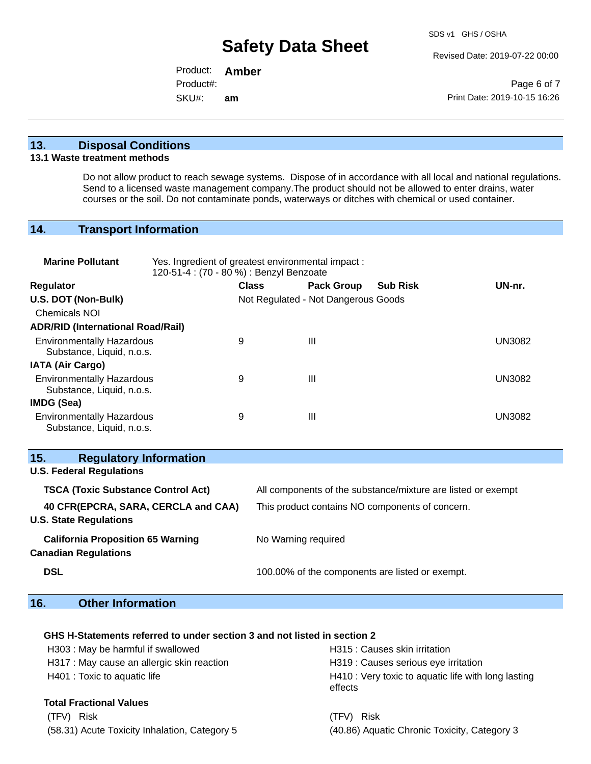## 13. Disposal Conditions

### 13.1 Waste treatment methods

Do not allow product to reach sewage systems. Dispose of in accordance with all local and national regulations. Send to a licensed waste management company.The product should not be allowed to enter drains, water courses or the soil. Do not contaminate ponds, waterways or ditches with chemical or used container.

## 14. Transport Information

**Marine Pollutant** Yes. Ingredient of greatest environmental impact : 120-51-4 : (70 - 80 %) : Benzyl Benzoate

| Regulator | Class | Pack Group | Sub Risk | UN-nr. |
|---|---|---|---|---|
| **U.S. DOT (Non-Bulk)** | Not Regulated - Not Dangerous Goods | | | |
| Chemicals NOI | | | | |
| **ADR/RID (International Road/Rail)** | | | | |
| Environmentally Hazardous Substance, Liquid, n.o.s. | 9 | III | | UN3082 |
| **IATA (Air Cargo)** | | | | |
| Environmentally Hazardous Substance, Liquid, n.o.s. | 9 | III | | UN3082 |
| **IMDG (Sea)** | | | | |
| Environmentally Hazardous Substance, Liquid, n.o.s. | 9 | III | | UN3082 |

## 15. Regulatory Information

**U.S. Federal Regulations**

| | |
|---|---|
| **TSCA (Toxic Substance Control Act)** | All components of the substance/mixture are listed or exempt |
| **40 CFR(EPCRA, SARA, CERCLA and CAA)** | This product contains NO components of concern. |

**U.S. State Regulations**

| | |
|---|---|
| **California Proposition 65 Warning** | No Warning required |

**Canadian Regulations**

| | |
|---|---|
| **DSL** | 100.00% of the components are listed or exempt. |

## 16. Other Information

**GHS H-Statements referred to under section 3 and not listed in section 2**

- H303 : May be harmful if swallowed
- H317 : May cause an allergic skin reaction
- H401 : Toxic to aquatic life
- H315 : Causes skin irritation
- H319 : Causes serious eye irritation
- H410 : Very toxic to aquatic life with long lasting effects

**Total Fractional Values**

| (TFV) | Risk | (TFV) | Risk |
|---|---|---|---|
| (58.31) | Acute Toxicity Inhalation, Category 5 | (40.86) | Aquatic Chronic Toxicity, Category 3 |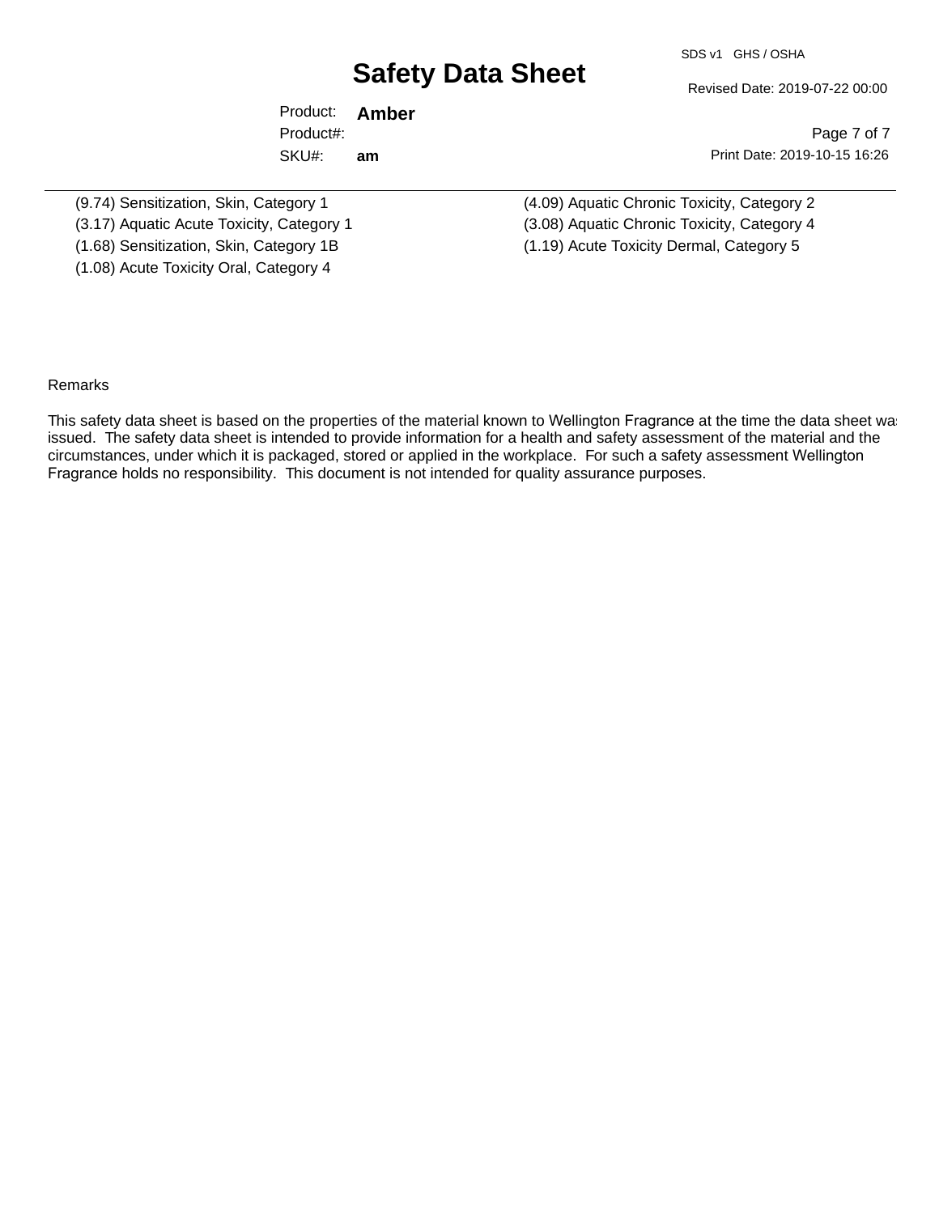(9.74) Sensitization, Skin, Category 1
(3.17) Aquatic Acute Toxicity, Category 1
(1.68) Sensitization, Skin, Category 1B
(1.08) Acute Toxicity Oral, Category 4
(4.09) Aquatic Chronic Toxicity, Category 2
(3.08) Aquatic Chronic Toxicity, Category 4
(1.19) Acute Toxicity Dermal, Category 5

Remarks

This safety data sheet is based on the properties of the material known to Wellington Fragrance at the time the data sheet was issued. The safety data sheet is intended to provide information for a health and safety assessment of the material and the circumstances, under which it is packaged, stored or applied in the workplace. For such a safety assessment Wellington Fragrance holds no responsibility. This document is not intended for quality assurance purposes.